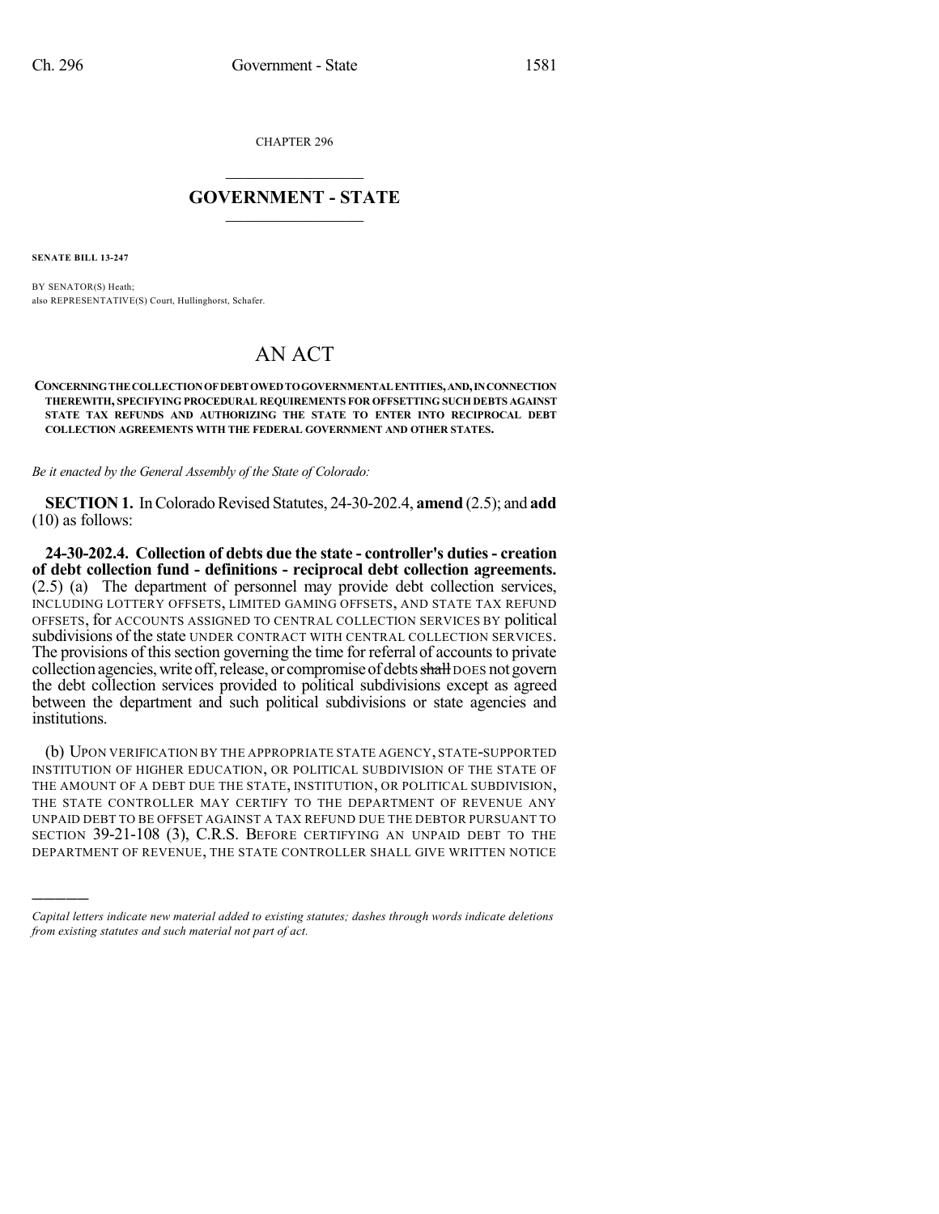CHAPTER 296

# GOVERNMENT - STATE

**SENATE BILL 13-247**

BY SENATOR(S) Heath;
also REPRESENTATIVE(S) Court, Hullinghorst, Schafer.

# AN ACT

**CONCERNING THE COLLECTION OF DEBT OWED TO GOVERNMENTAL ENTITIES, AND, IN CONNECTION THEREWITH, SPECIFYING PROCEDURAL REQUIREMENTS FOR OFFSETTING SUCH DEBTS AGAINST STATE TAX REFUNDS AND AUTHORIZING THE STATE TO ENTER INTO RECIPROCAL DEBT COLLECTION AGREEMENTS WITH THE FEDERAL GOVERNMENT AND OTHER STATES.**

*Be it enacted by the General Assembly of the State of Colorado:*

**SECTION 1.** In Colorado Revised Statutes, 24-30-202.4, **amend** (2.5); and **add** (10) as follows:

**24-30-202.4. Collection of debts due the state - controller's duties - creation of debt collection fund - definitions - reciprocal debt collection agreements.** (2.5) (a) The department of personnel may provide debt collection services, INCLUDING LOTTERY OFFSETS, LIMITED GAMING OFFSETS, AND STATE TAX REFUND OFFSETS, for ACCOUNTS ASSIGNED TO CENTRAL COLLECTION SERVICES BY political subdivisions of the state UNDER CONTRACT WITH CENTRAL COLLECTION SERVICES. The provisions of this section governing the time for referral of accounts to private collection agencies, write off, release, or compromise of debts ~~shall~~ DOES not govern the debt collection services provided to political subdivisions except as agreed between the department and such political subdivisions or state agencies and institutions.

(b) UPON VERIFICATION BY THE APPROPRIATE STATE AGENCY, STATE-SUPPORTED INSTITUTION OF HIGHER EDUCATION, OR POLITICAL SUBDIVISION OF THE STATE OF THE AMOUNT OF A DEBT DUE THE STATE, INSTITUTION, OR POLITICAL SUBDIVISION, THE STATE CONTROLLER MAY CERTIFY TO THE DEPARTMENT OF REVENUE ANY UNPAID DEBT TO BE OFFSET AGAINST A TAX REFUND DUE THE DEBTOR PURSUANT TO SECTION 39-21-108 (3), C.R.S. BEFORE CERTIFYING AN UNPAID DEBT TO THE DEPARTMENT OF REVENUE, THE STATE CONTROLLER SHALL GIVE WRITTEN NOTICE

*Capital letters indicate new material added to existing statutes; dashes through words indicate deletions from existing statutes and such material not part of act.*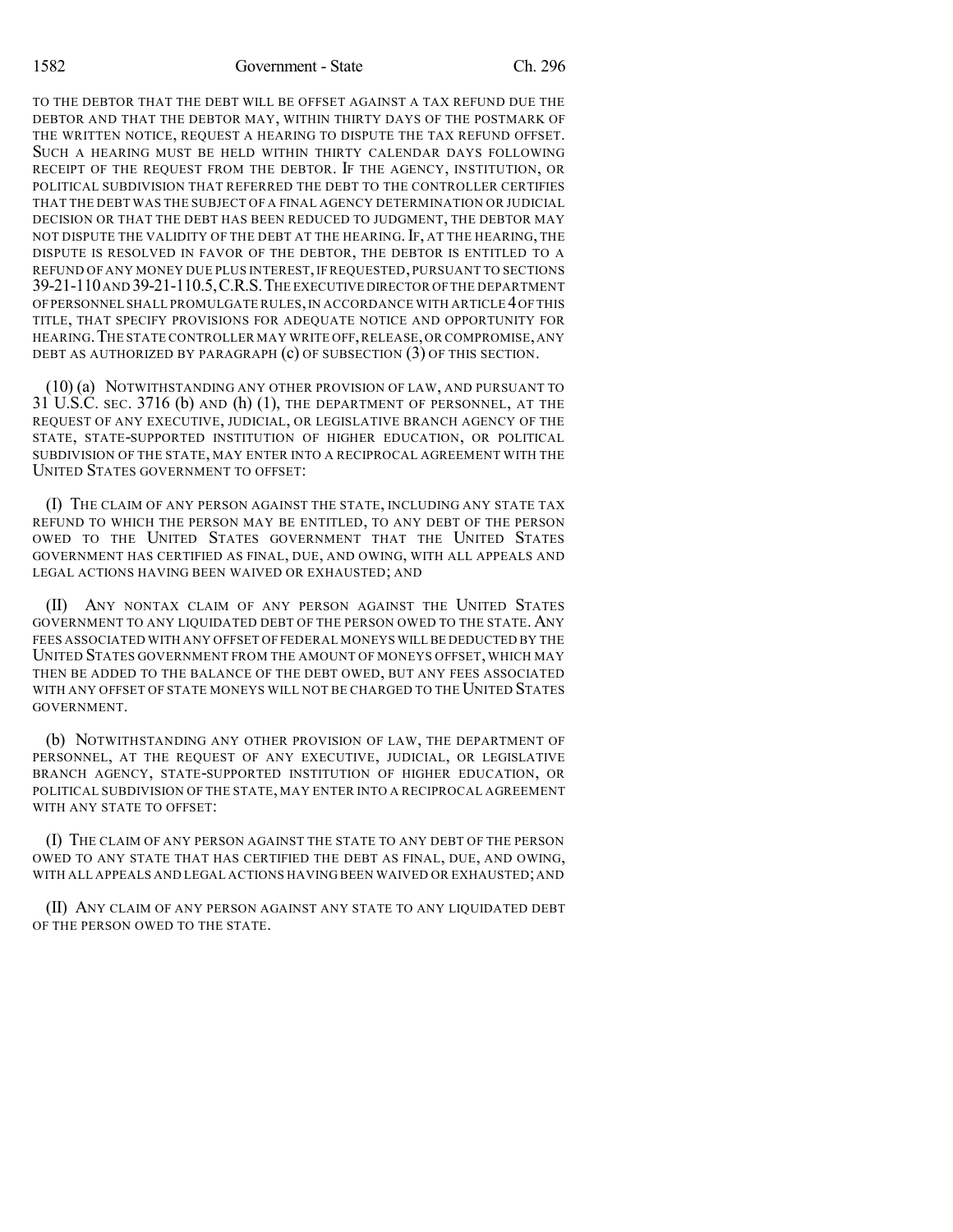TO THE DEBTOR THAT THE DEBT WILL BE OFFSET AGAINST A TAX REFUND DUE THE DEBTOR AND THAT THE DEBTOR MAY, WITHIN THIRTY DAYS OF THE POSTMARK OF THE WRITTEN NOTICE, REQUEST A HEARING TO DISPUTE THE TAX REFUND OFFSET. SUCH A HEARING MUST BE HELD WITHIN THIRTY CALENDAR DAYS FOLLOWING RECEIPT OF THE REQUEST FROM THE DEBTOR. IF THE AGENCY, INSTITUTION, OR POLITICAL SUBDIVISION THAT REFERRED THE DEBT TO THE CONTROLLER CERTIFIES THAT THE DEBT WAS THE SUBJECT OF A FINAL AGENCY DETERMINATION OR JUDICIAL DECISION OR THAT THE DEBT HAS BEEN REDUCED TO JUDGMENT, THE DEBTOR MAY NOT DISPUTE THE VALIDITY OF THE DEBT AT THE HEARING. IF, AT THE HEARING, THE DISPUTE IS RESOLVED IN FAVOR OF THE DEBTOR, THE DEBTOR IS ENTITLED TO A REFUND OF ANY MONEY DUE PLUS INTEREST, IF REQUESTED, PURSUANT TO SECTIONS 39-21-110 AND 39-21-110.5, C.R.S. THE EXECUTIVE DIRECTOR OF THE DEPARTMENT OF PERSONNEL SHALL PROMULGATE RULES, IN ACCORDANCE WITH ARTICLE 4 OF THIS TITLE, THAT SPECIFY PROVISIONS FOR ADEQUATE NOTICE AND OPPORTUNITY FOR HEARING. THE STATE CONTROLLER MAY WRITE OFF, RELEASE, OR COMPROMISE, ANY DEBT AS AUTHORIZED BY PARAGRAPH (c) OF SUBSECTION (3) OF THIS SECTION.

(10) (a) NOTWITHSTANDING ANY OTHER PROVISION OF LAW, AND PURSUANT TO 31 U.S.C. SEC. 3716 (b) AND (h) (1), THE DEPARTMENT OF PERSONNEL, AT THE REQUEST OF ANY EXECUTIVE, JUDICIAL, OR LEGISLATIVE BRANCH AGENCY OF THE STATE, STATE-SUPPORTED INSTITUTION OF HIGHER EDUCATION, OR POLITICAL SUBDIVISION OF THE STATE, MAY ENTER INTO A RECIPROCAL AGREEMENT WITH THE UNITED STATES GOVERNMENT TO OFFSET:

(I) THE CLAIM OF ANY PERSON AGAINST THE STATE, INCLUDING ANY STATE TAX REFUND TO WHICH THE PERSON MAY BE ENTITLED, TO ANY DEBT OF THE PERSON OWED TO THE UNITED STATES GOVERNMENT THAT THE UNITED STATES GOVERNMENT HAS CERTIFIED AS FINAL, DUE, AND OWING, WITH ALL APPEALS AND LEGAL ACTIONS HAVING BEEN WAIVED OR EXHAUSTED; AND

(II) ANY NONTAX CLAIM OF ANY PERSON AGAINST THE UNITED STATES GOVERNMENT TO ANY LIQUIDATED DEBT OF THE PERSON OWED TO THE STATE. ANY FEES ASSOCIATED WITH ANY OFFSET OF FEDERAL MONEYS WILL BE DEDUCTED BY THE UNITED STATES GOVERNMENT FROM THE AMOUNT OF MONEYS OFFSET, WHICH MAY THEN BE ADDED TO THE BALANCE OF THE DEBT OWED, BUT ANY FEES ASSOCIATED WITH ANY OFFSET OF STATE MONEYS WILL NOT BE CHARGED TO THE UNITED STATES GOVERNMENT.

(b) NOTWITHSTANDING ANY OTHER PROVISION OF LAW, THE DEPARTMENT OF PERSONNEL, AT THE REQUEST OF ANY EXECUTIVE, JUDICIAL, OR LEGISLATIVE BRANCH AGENCY, STATE-SUPPORTED INSTITUTION OF HIGHER EDUCATION, OR POLITICAL SUBDIVISION OF THE STATE, MAY ENTER INTO A RECIPROCAL AGREEMENT WITH ANY STATE TO OFFSET:

(I) THE CLAIM OF ANY PERSON AGAINST THE STATE TO ANY DEBT OF THE PERSON OWED TO ANY STATE THAT HAS CERTIFIED THE DEBT AS FINAL, DUE, AND OWING, WITH ALL APPEALS AND LEGAL ACTIONS HAVING BEEN WAIVED OR EXHAUSTED; AND

(II) ANY CLAIM OF ANY PERSON AGAINST ANY STATE TO ANY LIQUIDATED DEBT OF THE PERSON OWED TO THE STATE.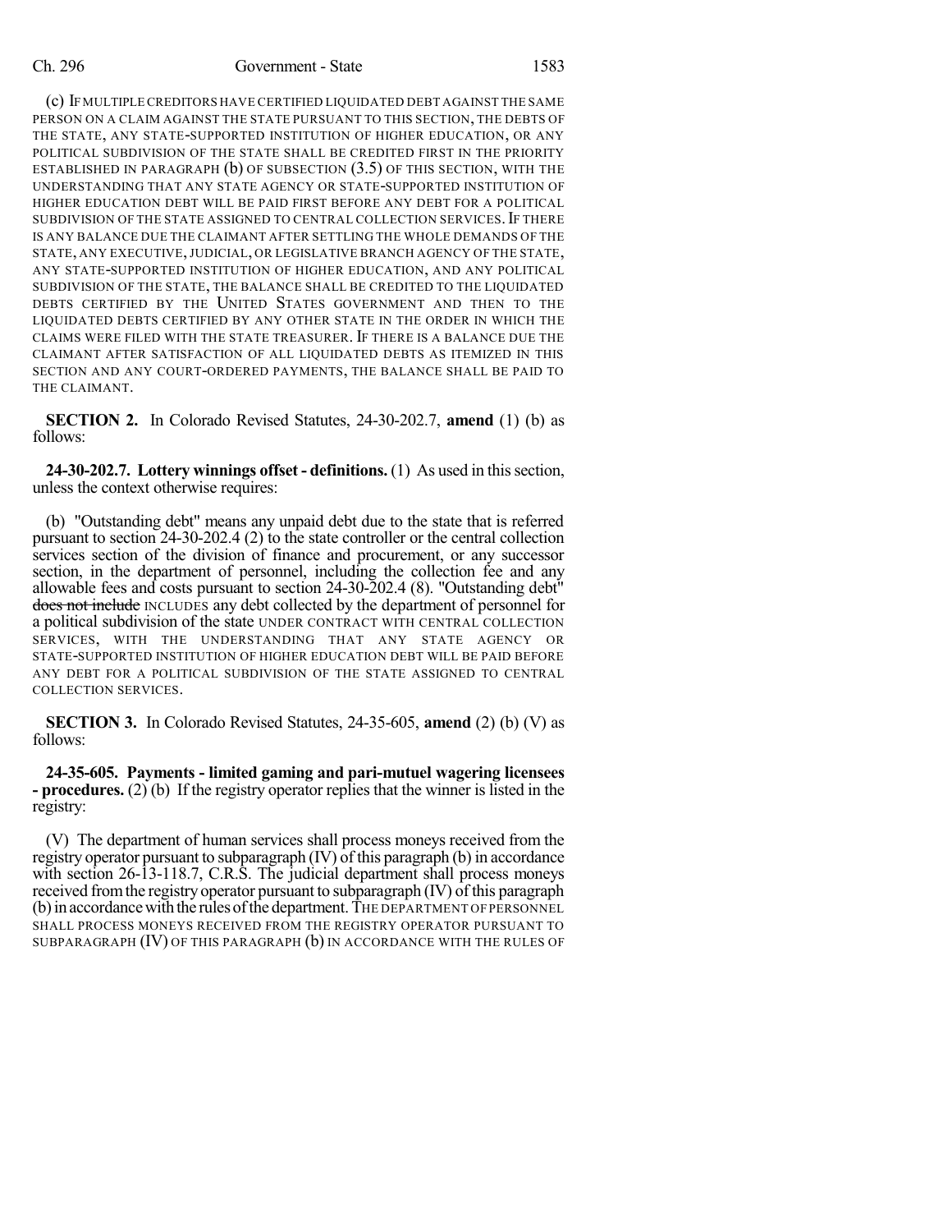(c) IF MULTIPLE CREDITORS HAVE CERTIFIED LIQUIDATED DEBT AGAINST THE SAME PERSON ON A CLAIM AGAINST THE STATE PURSUANT TO THIS SECTION, THE DEBTS OF THE STATE, ANY STATE-SUPPORTED INSTITUTION OF HIGHER EDUCATION, OR ANY POLITICAL SUBDIVISION OF THE STATE SHALL BE CREDITED FIRST IN THE PRIORITY ESTABLISHED IN PARAGRAPH (b) OF SUBSECTION (3.5) OF THIS SECTION, WITH THE UNDERSTANDING THAT ANY STATE AGENCY OR STATE-SUPPORTED INSTITUTION OF HIGHER EDUCATION DEBT WILL BE PAID FIRST BEFORE ANY DEBT FOR A POLITICAL SUBDIVISION OF THE STATE ASSIGNED TO CENTRAL COLLECTION SERVICES. IF THERE IS ANY BALANCE DUE THE CLAIMANT AFTER SETTLING THE WHOLE DEMANDS OF THE STATE, ANY EXECUTIVE, JUDICIAL, OR LEGISLATIVE BRANCH AGENCY OF THE STATE, ANY STATE-SUPPORTED INSTITUTION OF HIGHER EDUCATION, AND ANY POLITICAL SUBDIVISION OF THE STATE, THE BALANCE SHALL BE CREDITED TO THE LIQUIDATED DEBTS CERTIFIED BY THE UNITED STATES GOVERNMENT AND THEN TO THE LIQUIDATED DEBTS CERTIFIED BY ANY OTHER STATE IN THE ORDER IN WHICH THE CLAIMS WERE FILED WITH THE STATE TREASURER. IF THERE IS A BALANCE DUE THE CLAIMANT AFTER SATISFACTION OF ALL LIQUIDATED DEBTS AS ITEMIZED IN THIS SECTION AND ANY COURT-ORDERED PAYMENTS, THE BALANCE SHALL BE PAID TO THE CLAIMANT.

**SECTION 2.** In Colorado Revised Statutes, 24-30-202.7, **amend** (1) (b) as follows:

**24-30-202.7. Lottery winnings offset - definitions.** (1) As used in this section, unless the context otherwise requires:

(b) "Outstanding debt" means any unpaid debt due to the state that is referred pursuant to section 24-30-202.4 (2) to the state controller or the central collection services section of the division of finance and procurement, or any successor section, in the department of personnel, including the collection fee and any allowable fees and costs pursuant to section 24-30-202.4 (8). "Outstanding debt" ~~does not include~~ INCLUDES any debt collected by the department of personnel for a political subdivision of the state UNDER CONTRACT WITH CENTRAL COLLECTION SERVICES, WITH THE UNDERSTANDING THAT ANY STATE AGENCY OR STATE-SUPPORTED INSTITUTION OF HIGHER EDUCATION DEBT WILL BE PAID BEFORE ANY DEBT FOR A POLITICAL SUBDIVISION OF THE STATE ASSIGNED TO CENTRAL COLLECTION SERVICES.

**SECTION 3.** In Colorado Revised Statutes, 24-35-605, **amend** (2) (b) (V) as follows:

**24-35-605. Payments - limited gaming and pari-mutuel wagering licensees - procedures.** (2) (b) If the registry operator replies that the winner is listed in the registry:

(V) The department of human services shall process moneys received from the registry operator pursuant to subparagraph (IV) of this paragraph (b) in accordance with section 26-13-118.7, C.R.S. The judicial department shall process moneys received from the registry operator pursuant to subparagraph (IV) of this paragraph (b) in accordance with the rules of the department. THE DEPARTMENT OF PERSONNEL SHALL PROCESS MONEYS RECEIVED FROM THE REGISTRY OPERATOR PURSUANT TO SUBPARAGRAPH (IV) OF THIS PARAGRAPH (b) IN ACCORDANCE WITH THE RULES OF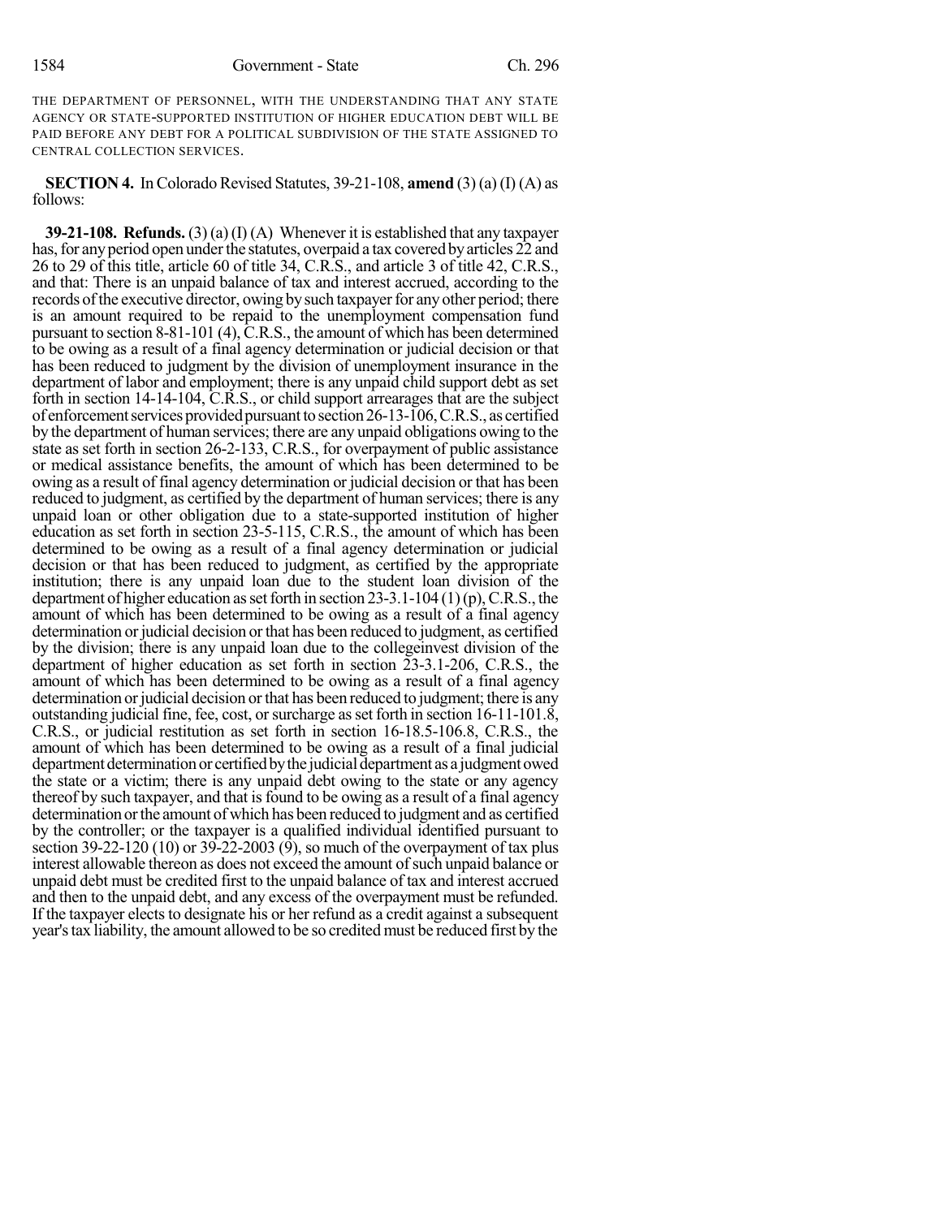THE DEPARTMENT OF PERSONNEL, WITH THE UNDERSTANDING THAT ANY STATE AGENCY OR STATE-SUPPORTED INSTITUTION OF HIGHER EDUCATION DEBT WILL BE PAID BEFORE ANY DEBT FOR A POLITICAL SUBDIVISION OF THE STATE ASSIGNED TO CENTRAL COLLECTION SERVICES.

**SECTION 4.** In Colorado Revised Statutes, 39-21-108, **amend** (3) (a) (I) (A) as follows:

**39-21-108. Refunds.** (3) (a) (I) (A) Whenever it is established that any taxpayer has, for any period open under the statutes, overpaid a tax covered by articles 22 and 26 to 29 of this title, article 60 of title 34, C.R.S., and article 3 of title 42, C.R.S., and that: There is an unpaid balance of tax and interest accrued, according to the records of the executive director, owing by such taxpayer for any other period; there is an amount required to be repaid to the unemployment compensation fund pursuant to section 8-81-101 (4), C.R.S., the amount of which has been determined to be owing as a result of a final agency determination or judicial decision or that has been reduced to judgment by the division of unemployment insurance in the department of labor and employment; there is any unpaid child support debt as set forth in section 14-14-104, C.R.S., or child support arrearages that are the subject of enforcement services provided pursuant to section 26-13-106, C.R.S., as certified by the department of human services; there are any unpaid obligations owing to the state as set forth in section 26-2-133, C.R.S., for overpayment of public assistance or medical assistance benefits, the amount of which has been determined to be owing as a result of final agency determination or judicial decision or that has been reduced to judgment, as certified by the department of human services; there is any unpaid loan or other obligation due to a state-supported institution of higher education as set forth in section 23-5-115, C.R.S., the amount of which has been determined to be owing as a result of a final agency determination or judicial decision or that has been reduced to judgment, as certified by the appropriate institution; there is any unpaid loan due to the student loan division of the department of higher education as set forth in section 23-3.1-104 (1) (p), C.R.S., the amount of which has been determined to be owing as a result of a final agency determination or judicial decision or that has been reduced to judgment, as certified by the division; there is any unpaid loan due to the collegeinvest division of the department of higher education as set forth in section 23-3.1-206, C.R.S., the amount of which has been determined to be owing as a result of a final agency determination or judicial decision or that has been reduced to judgment; there is any outstanding judicial fine, fee, cost, or surcharge as set forth in section 16-11-101.8, C.R.S., or judicial restitution as set forth in section 16-18.5-106.8, C.R.S., the amount of which has been determined to be owing as a result of a final judicial department determination or certified by the judicial department as a judgment owed the state or a victim; there is any unpaid debt owing to the state or any agency thereof by such taxpayer, and that is found to be owing as a result of a final agency determination or the amount of which has been reduced to judgment and as certified by the controller; or the taxpayer is a qualified individual identified pursuant to section 39-22-120 (10) or 39-22-2003 (9), so much of the overpayment of tax plus interest allowable thereon as does not exceed the amount of such unpaid balance or unpaid debt must be credited first to the unpaid balance of tax and interest accrued and then to the unpaid debt, and any excess of the overpayment must be refunded. If the taxpayer elects to designate his or her refund as a credit against a subsequent year's tax liability, the amount allowed to be so credited must be reduced first by the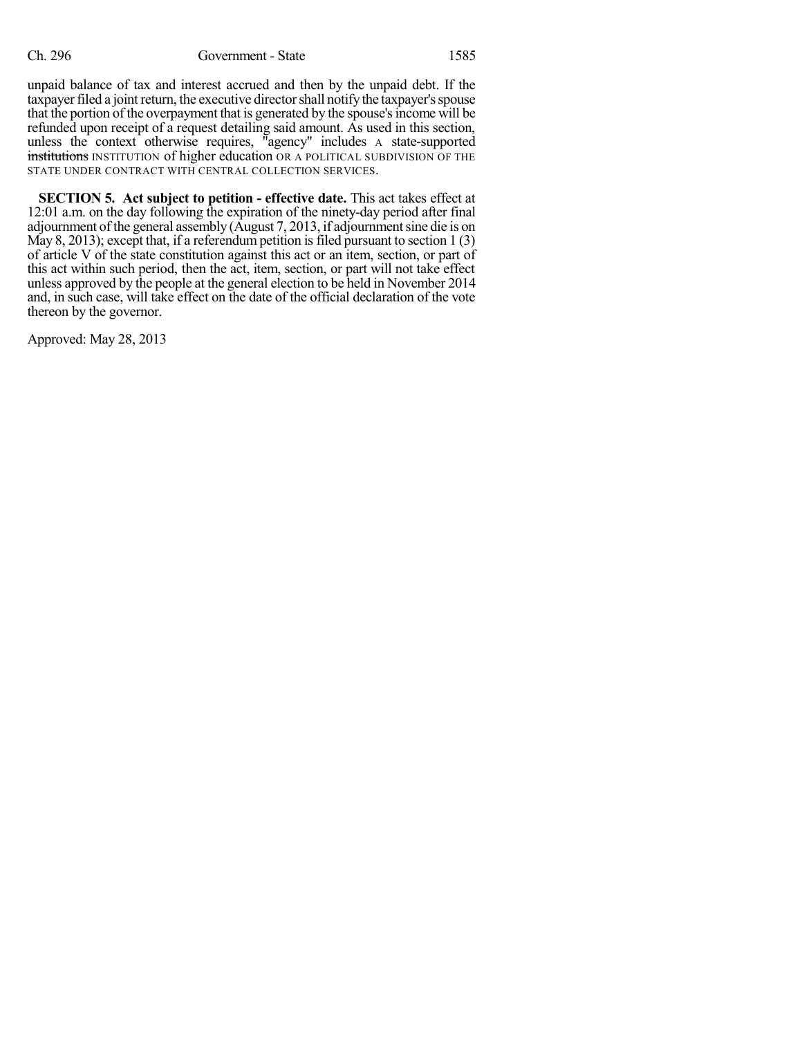unpaid balance of tax and interest accrued and then by the unpaid debt. If the taxpayer filed a joint return, the executive director shall notify the taxpayer's spouse that the portion of the overpayment that is generated by the spouse's income will be refunded upon receipt of a request detailing said amount. As used in this section, unless the context otherwise requires, "agency" includes A state-supported ~~institutions~~ INSTITUTION of higher education OR A POLITICAL SUBDIVISION OF THE STATE UNDER CONTRACT WITH CENTRAL COLLECTION SERVICES.

**SECTION 5. Act subject to petition - effective date.** This act takes effect at 12:01 a.m. on the day following the expiration of the ninety-day period after final adjournment of the general assembly (August 7, 2013, if adjournment sine die is on May 8, 2013); except that, if a referendum petition is filed pursuant to section 1 (3) of article V of the state constitution against this act or an item, section, or part of this act within such period, then the act, item, section, or part will not take effect unless approved by the people at the general election to be held in November 2014 and, in such case, will take effect on the date of the official declaration of the vote thereon by the governor.

Approved: May 28, 2013